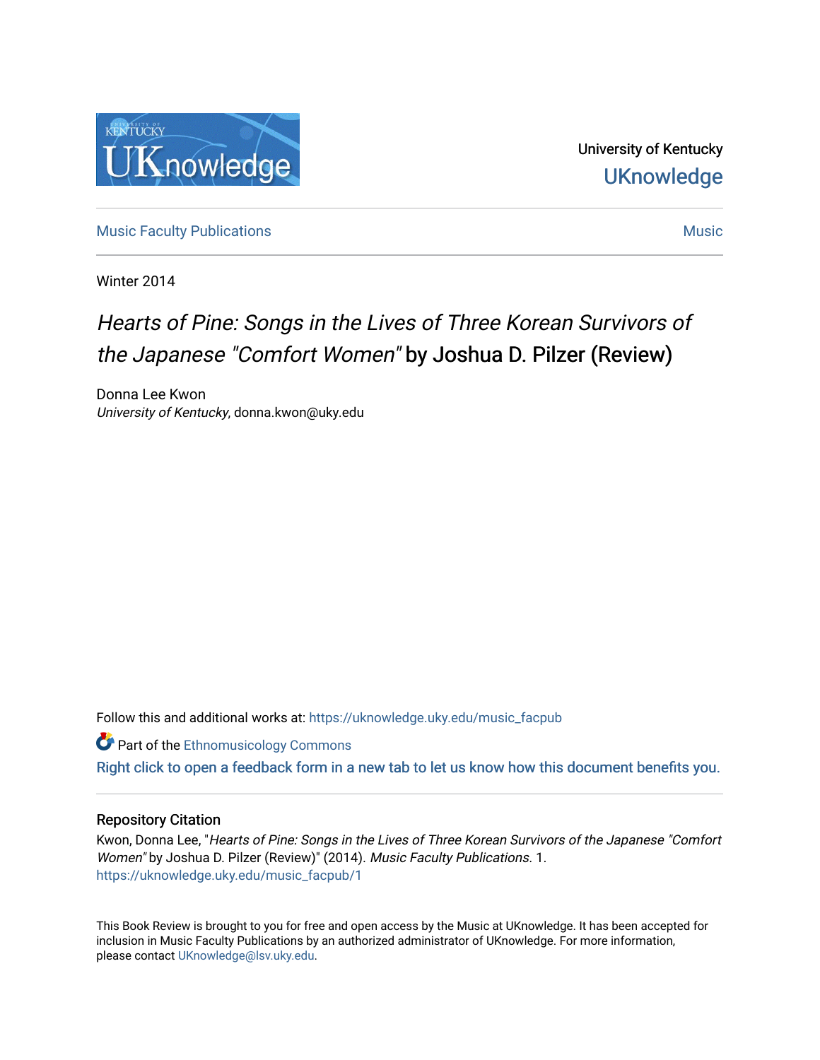University of Kentucky
UKnowledge

Music Faculty Publications

Music

Winter 2014

# *Hearts of Pine: Songs in the Lives of Three Korean Survivors of the Japanese "Comfort Women"* by Joshua D. Pilzer (Review)

Donna Lee Kwon
*University of Kentucky*, donna.kwon@uky.edu

Follow this and additional works at: https://uknowledge.uky.edu/music_facpub

Part of the Ethnomusicology Commons

Right click to open a feedback form in a new tab to let us know how this document benefits you.

## Repository Citation

Kwon, Donna Lee, "*Hearts of Pine: Songs in the Lives of Three Korean Survivors of the Japanese "Comfort Women"* by Joshua D. Pilzer (Review)" (2014). *Music Faculty Publications*. 1.
https://uknowledge.uky.edu/music_facpub/1

This Book Review is brought to you for free and open access by the Music at UKnowledge. It has been accepted for inclusion in Music Faculty Publications by an authorized administrator of UKnowledge. For more information, please contact UKnowledge@lsv.uky.edu.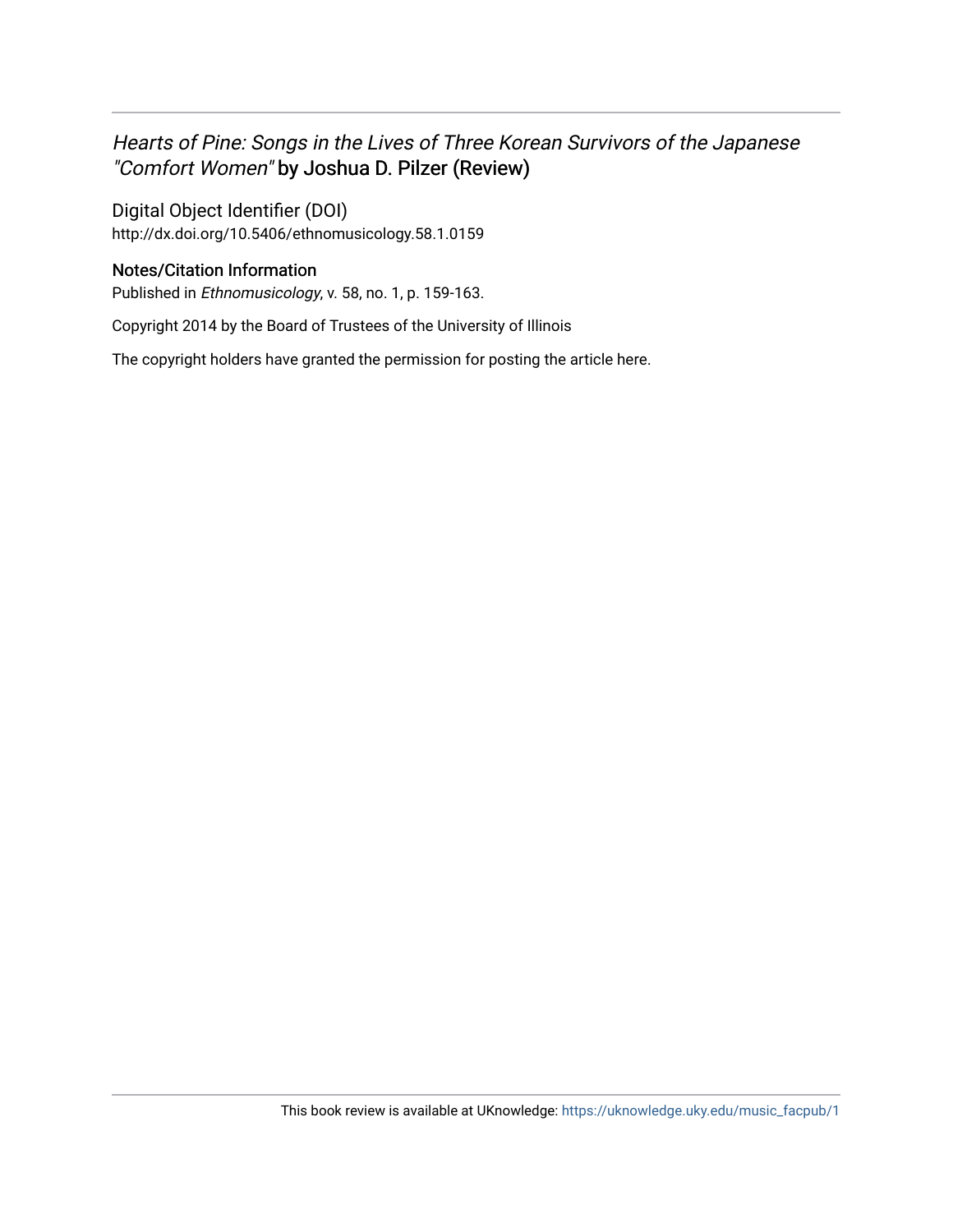*Hearts of Pine: Songs in the Lives of Three Korean Survivors of the Japanese "Comfort Women"* by Joshua D. Pilzer (Review)

Digital Object Identifier (DOI)
http://dx.doi.org/10.5406/ethnomusicology.58.1.0159

Notes/Citation Information

Published in *Ethnomusicology*, v. 58, no. 1, p. 159-163.

Copyright 2014 by the Board of Trustees of the University of Illinois

The copyright holders have granted the permission for posting the article here.

This book review is available at UKnowledge: https://uknowledge.uky.edu/music_facpub/1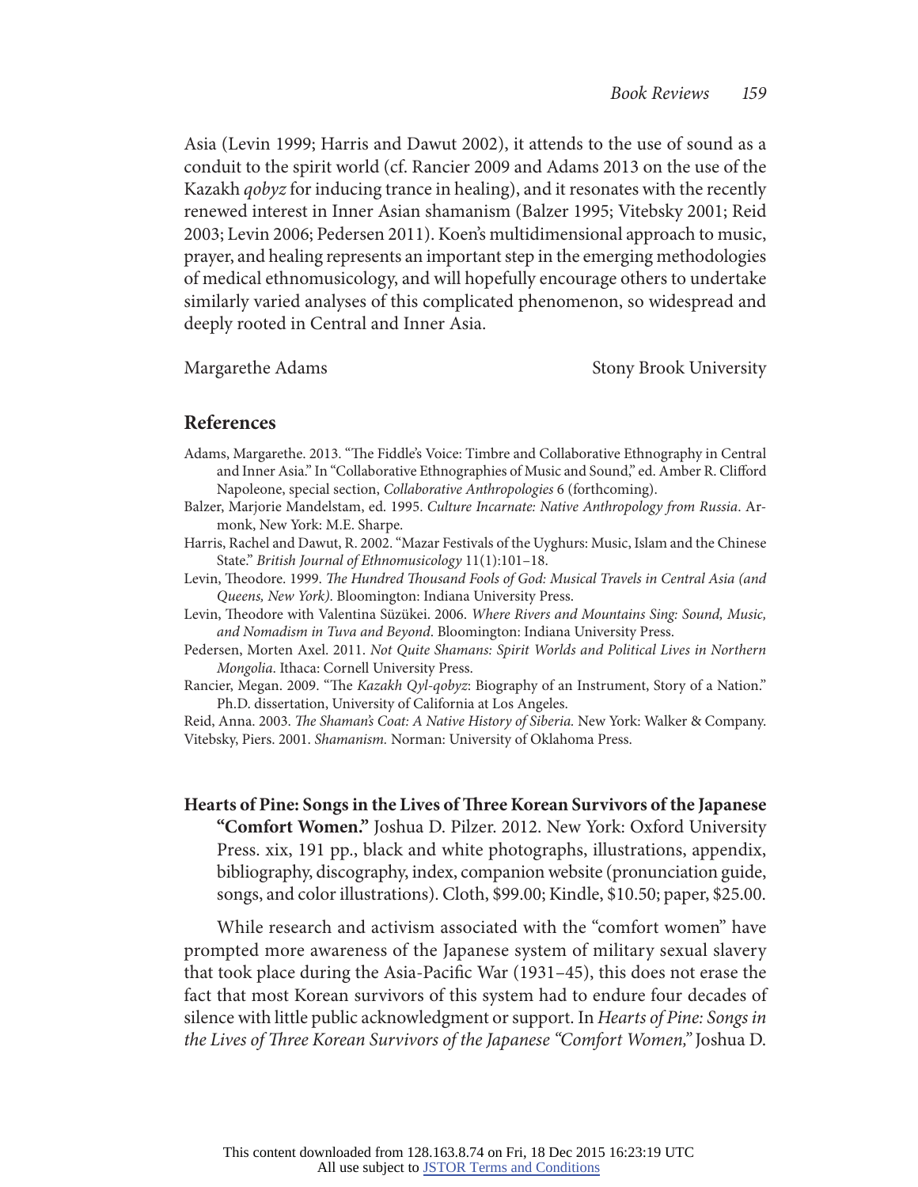Asia (Levin 1999; Harris and Dawut 2002), it attends to the use of sound as a conduit to the spirit world (cf. Rancier 2009 and Adams 2013 on the use of the Kazakh *qobyz* for inducing trance in healing), and it resonates with the recently renewed interest in Inner Asian shamanism (Balzer 1995; Vitebsky 2001; Reid 2003; Levin 2006; Pedersen 2011). Koen's multidimensional approach to music, prayer, and healing represents an important step in the emerging methodologies of medical ethnomusicology, and will hopefully encourage others to undertake similarly varied analyses of this complicated phenomenon, so widespread and deeply rooted in Central and Inner Asia.

Margarethe Adams — Stony Brook University

## References

Adams, Margarethe. 2013. "The Fiddle's Voice: Timbre and Collaborative Ethnography in Central and Inner Asia." In "Collaborative Ethnographies of Music and Sound," ed. Amber R. Clifford Napoleone, special section, *Collaborative Anthropologies* 6 (forthcoming).

Balzer, Marjorie Mandelstam, ed. 1995. *Culture Incarnate: Native Anthropology from Russia*. Armonk, New York: M.E. Sharpe.

Harris, Rachel and Dawut, R. 2002. "Mazar Festivals of the Uyghurs: Music, Islam and the Chinese State." *British Journal of Ethnomusicology* 11(1):101–18.

Levin, Theodore. 1999. *The Hundred Thousand Fools of God: Musical Travels in Central Asia (and Queens, New York)*. Bloomington: Indiana University Press.

Levin, Theodore with Valentina Süzükei. 2006. *Where Rivers and Mountains Sing: Sound, Music, and Nomadism in Tuva and Beyond*. Bloomington: Indiana University Press.

Pedersen, Morten Axel. 2011. *Not Quite Shamans: Spirit Worlds and Political Lives in Northern Mongolia*. Ithaca: Cornell University Press.

Rancier, Megan. 2009. "The *Kazakh Qyl-qobyz*: Biography of an Instrument, Story of a Nation." Ph.D. dissertation, University of California at Los Angeles.

Reid, Anna. 2003. *The Shaman's Coat: A Native History of Siberia.* New York: Walker & Company.

Vitebsky, Piers. 2001. *Shamanism.* Norman: University of Oklahoma Press.

**Hearts of Pine: Songs in the Lives of Three Korean Survivors of the Japanese "Comfort Women."** Joshua D. Pilzer. 2012. New York: Oxford University Press. xix, 191 pp., black and white photographs, illustrations, appendix, bibliography, discography, index, companion website (pronunciation guide, songs, and color illustrations). Cloth, $99.00; Kindle, $10.50; paper, $25.00.

While research and activism associated with the "comfort women" have prompted more awareness of the Japanese system of military sexual slavery that took place during the Asia-Pacific War (1931–45), this does not erase the fact that most Korean survivors of this system had to endure four decades of silence with little public acknowledgment or support. In *Hearts of Pine: Songs in the Lives of Three Korean Survivors of the Japanese "Comfort Women,"* Joshua D.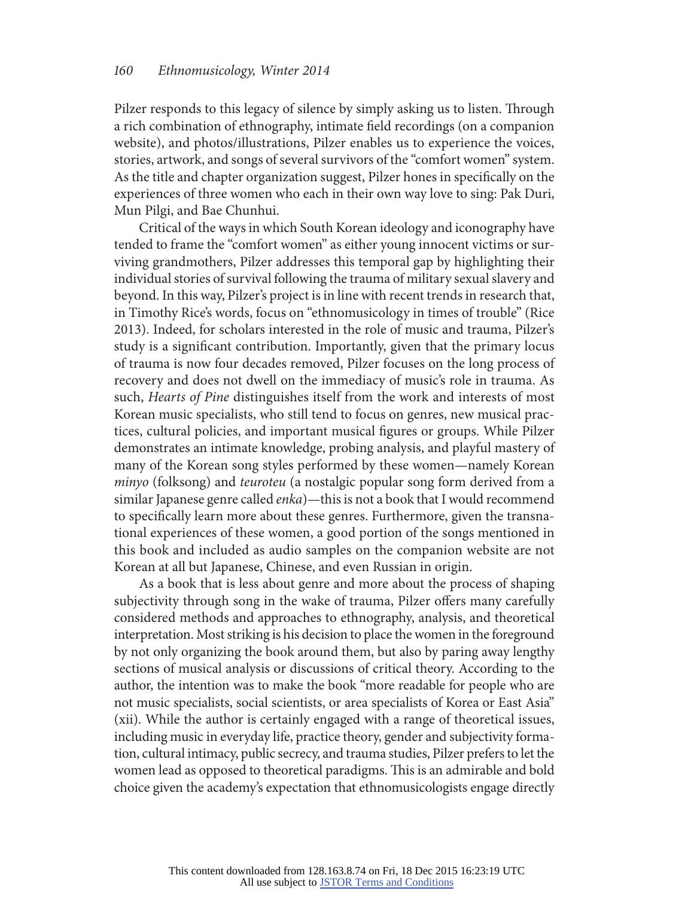Pilzer responds to this legacy of silence by simply asking us to listen. Through a rich combination of ethnography, intimate field recordings (on a companion website), and photos/illustrations, Pilzer enables us to experience the voices, stories, artwork, and songs of several survivors of the "comfort women" system. As the title and chapter organization suggest, Pilzer hones in specifically on the experiences of three women who each in their own way love to sing: Pak Duri, Mun Pilgi, and Bae Chunhui.

Critical of the ways in which South Korean ideology and iconography have tended to frame the "comfort women" as either young innocent victims or surviving grandmothers, Pilzer addresses this temporal gap by highlighting their individual stories of survival following the trauma of military sexual slavery and beyond. In this way, Pilzer's project is in line with recent trends in research that, in Timothy Rice's words, focus on "ethnomusicology in times of trouble" (Rice 2013). Indeed, for scholars interested in the role of music and trauma, Pilzer's study is a significant contribution. Importantly, given that the primary locus of trauma is now four decades removed, Pilzer focuses on the long process of recovery and does not dwell on the immediacy of music's role in trauma. As such, *Hearts of Pine* distinguishes itself from the work and interests of most Korean music specialists, who still tend to focus on genres, new musical practices, cultural policies, and important musical figures or groups. While Pilzer demonstrates an intimate knowledge, probing analysis, and playful mastery of many of the Korean song styles performed by these women—namely Korean *minyo* (folksong) and *teuroteu* (a nostalgic popular song form derived from a similar Japanese genre called *enka*)—this is not a book that I would recommend to specifically learn more about these genres. Furthermore, given the transnational experiences of these women, a good portion of the songs mentioned in this book and included as audio samples on the companion website are not Korean at all but Japanese, Chinese, and even Russian in origin.

As a book that is less about genre and more about the process of shaping subjectivity through song in the wake of trauma, Pilzer offers many carefully considered methods and approaches to ethnography, analysis, and theoretical interpretation. Most striking is his decision to place the women in the foreground by not only organizing the book around them, but also by paring away lengthy sections of musical analysis or discussions of critical theory. According to the author, the intention was to make the book "more readable for people who are not music specialists, social scientists, or area specialists of Korea or East Asia" (xii). While the author is certainly engaged with a range of theoretical issues, including music in everyday life, practice theory, gender and subjectivity formation, cultural intimacy, public secrecy, and trauma studies, Pilzer prefers to let the women lead as opposed to theoretical paradigms. This is an admirable and bold choice given the academy's expectation that ethnomusicologists engage directly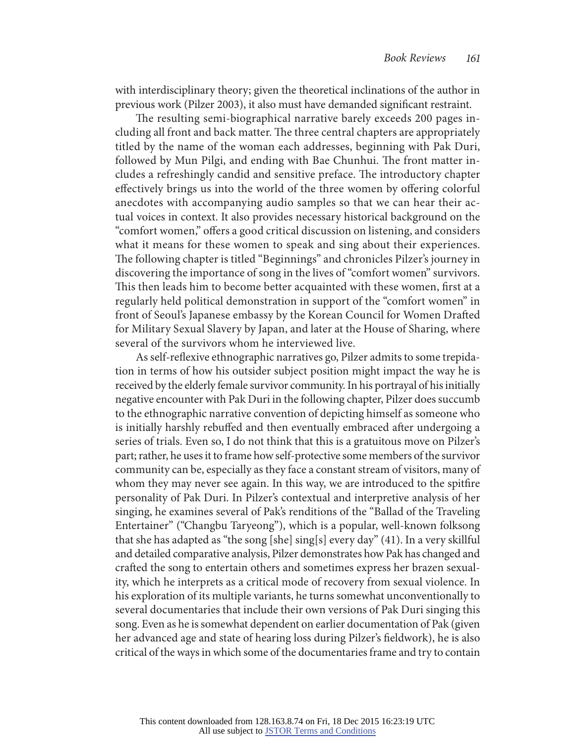with interdisciplinary theory; given the theoretical inclinations of the author in previous work (Pilzer 2003), it also must have demanded significant restraint.

The resulting semi-biographical narrative barely exceeds 200 pages including all front and back matter. The three central chapters are appropriately titled by the name of the woman each addresses, beginning with Pak Duri, followed by Mun Pilgi, and ending with Bae Chunhui. The front matter includes a refreshingly candid and sensitive preface. The introductory chapter effectively brings us into the world of the three women by offering colorful anecdotes with accompanying audio samples so that we can hear their actual voices in context. It also provides necessary historical background on the "comfort women," offers a good critical discussion on listening, and considers what it means for these women to speak and sing about their experiences. The following chapter is titled "Beginnings" and chronicles Pilzer's journey in discovering the importance of song in the lives of "comfort women" survivors. This then leads him to become better acquainted with these women, first at a regularly held political demonstration in support of the "comfort women" in front of Seoul's Japanese embassy by the Korean Council for Women Drafted for Military Sexual Slavery by Japan, and later at the House of Sharing, where several of the survivors whom he interviewed live.

As self-reflexive ethnographic narratives go, Pilzer admits to some trepidation in terms of how his outsider subject position might impact the way he is received by the elderly female survivor community. In his portrayal of his initially negative encounter with Pak Duri in the following chapter, Pilzer does succumb to the ethnographic narrative convention of depicting himself as someone who is initially harshly rebuffed and then eventually embraced after undergoing a series of trials. Even so, I do not think that this is a gratuitous move on Pilzer's part; rather, he uses it to frame how self-protective some members of the survivor community can be, especially as they face a constant stream of visitors, many of whom they may never see again. In this way, we are introduced to the spitfire personality of Pak Duri. In Pilzer's contextual and interpretive analysis of her singing, he examines several of Pak's renditions of the "Ballad of the Traveling Entertainer" ("Changbu Taryeong"), which is a popular, well-known folksong that she has adapted as "the song [she] sing[s] every day" (41). In a very skillful and detailed comparative analysis, Pilzer demonstrates how Pak has changed and crafted the song to entertain others and sometimes express her brazen sexuality, which he interprets as a critical mode of recovery from sexual violence. In his exploration of its multiple variants, he turns somewhat unconventionally to several documentaries that include their own versions of Pak Duri singing this song. Even as he is somewhat dependent on earlier documentation of Pak (given her advanced age and state of hearing loss during Pilzer's fieldwork), he is also critical of the ways in which some of the documentaries frame and try to contain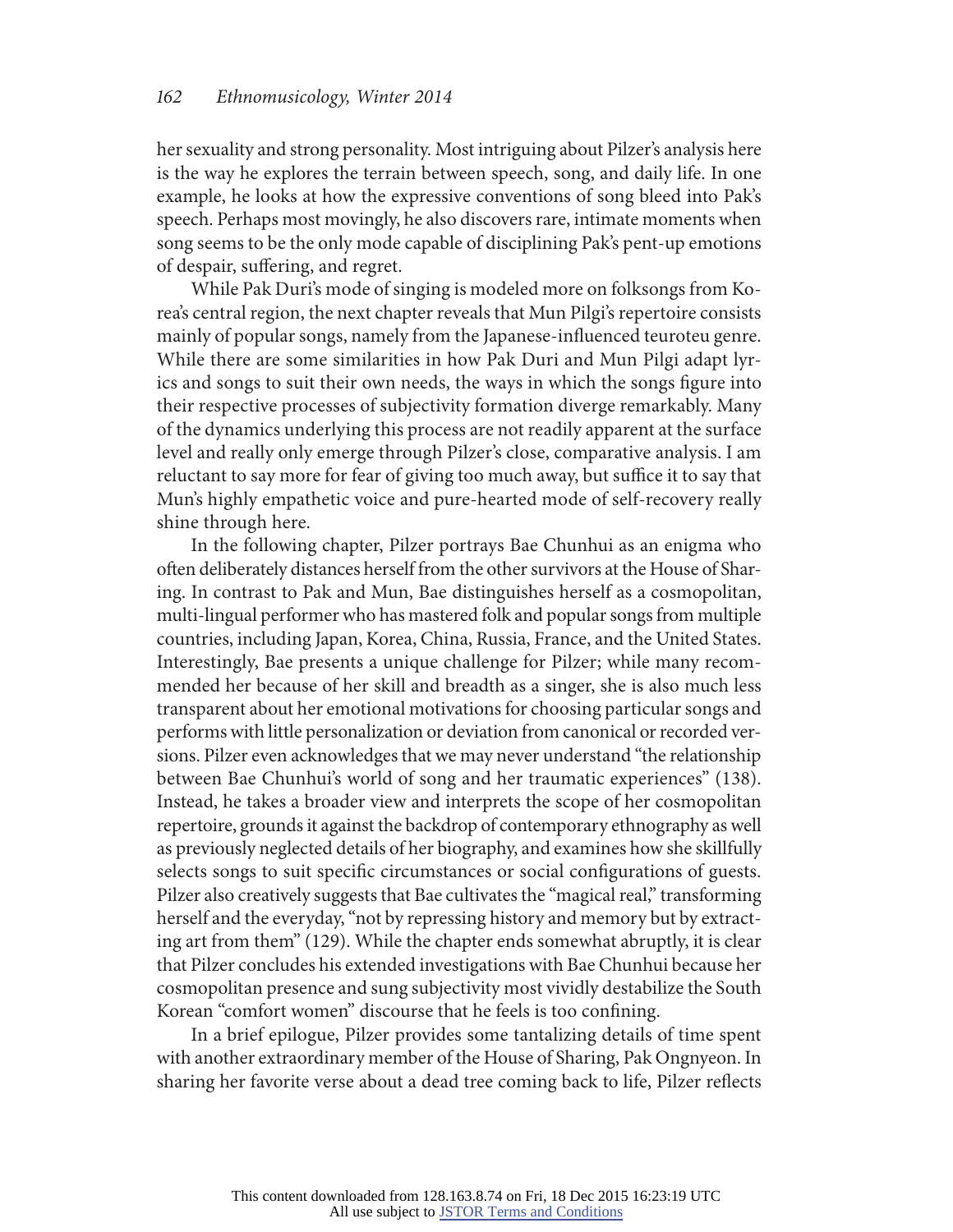her sexuality and strong personality. Most intriguing about Pilzer's analysis here is the way he explores the terrain between speech, song, and daily life. In one example, he looks at how the expressive conventions of song bleed into Pak's speech. Perhaps most movingly, he also discovers rare, intimate moments when song seems to be the only mode capable of disciplining Pak's pent-up emotions of despair, suffering, and regret.

While Pak Duri's mode of singing is modeled more on folksongs from Korea's central region, the next chapter reveals that Mun Pilgi's repertoire consists mainly of popular songs, namely from the Japanese-influenced teuroteu genre. While there are some similarities in how Pak Duri and Mun Pilgi adapt lyrics and songs to suit their own needs, the ways in which the songs figure into their respective processes of subjectivity formation diverge remarkably. Many of the dynamics underlying this process are not readily apparent at the surface level and really only emerge through Pilzer's close, comparative analysis. I am reluctant to say more for fear of giving too much away, but suffice it to say that Mun's highly empathetic voice and pure-hearted mode of self-recovery really shine through here.

In the following chapter, Pilzer portrays Bae Chunhui as an enigma who often deliberately distances herself from the other survivors at the House of Sharing. In contrast to Pak and Mun, Bae distinguishes herself as a cosmopolitan, multi-lingual performer who has mastered folk and popular songs from multiple countries, including Japan, Korea, China, Russia, France, and the United States. Interestingly, Bae presents a unique challenge for Pilzer; while many recommended her because of her skill and breadth as a singer, she is also much less transparent about her emotional motivations for choosing particular songs and performs with little personalization or deviation from canonical or recorded versions. Pilzer even acknowledges that we may never understand "the relationship between Bae Chunhui's world of song and her traumatic experiences" (138). Instead, he takes a broader view and interprets the scope of her cosmopolitan repertoire, grounds it against the backdrop of contemporary ethnography as well as previously neglected details of her biography, and examines how she skillfully selects songs to suit specific circumstances or social configurations of guests. Pilzer also creatively suggests that Bae cultivates the "magical real," transforming herself and the everyday, "not by repressing history and memory but by extracting art from them" (129). While the chapter ends somewhat abruptly, it is clear that Pilzer concludes his extended investigations with Bae Chunhui because her cosmopolitan presence and sung subjectivity most vividly destabilize the South Korean "comfort women" discourse that he feels is too confining.

In a brief epilogue, Pilzer provides some tantalizing details of time spent with another extraordinary member of the House of Sharing, Pak Ongnyeon. In sharing her favorite verse about a dead tree coming back to life, Pilzer reflects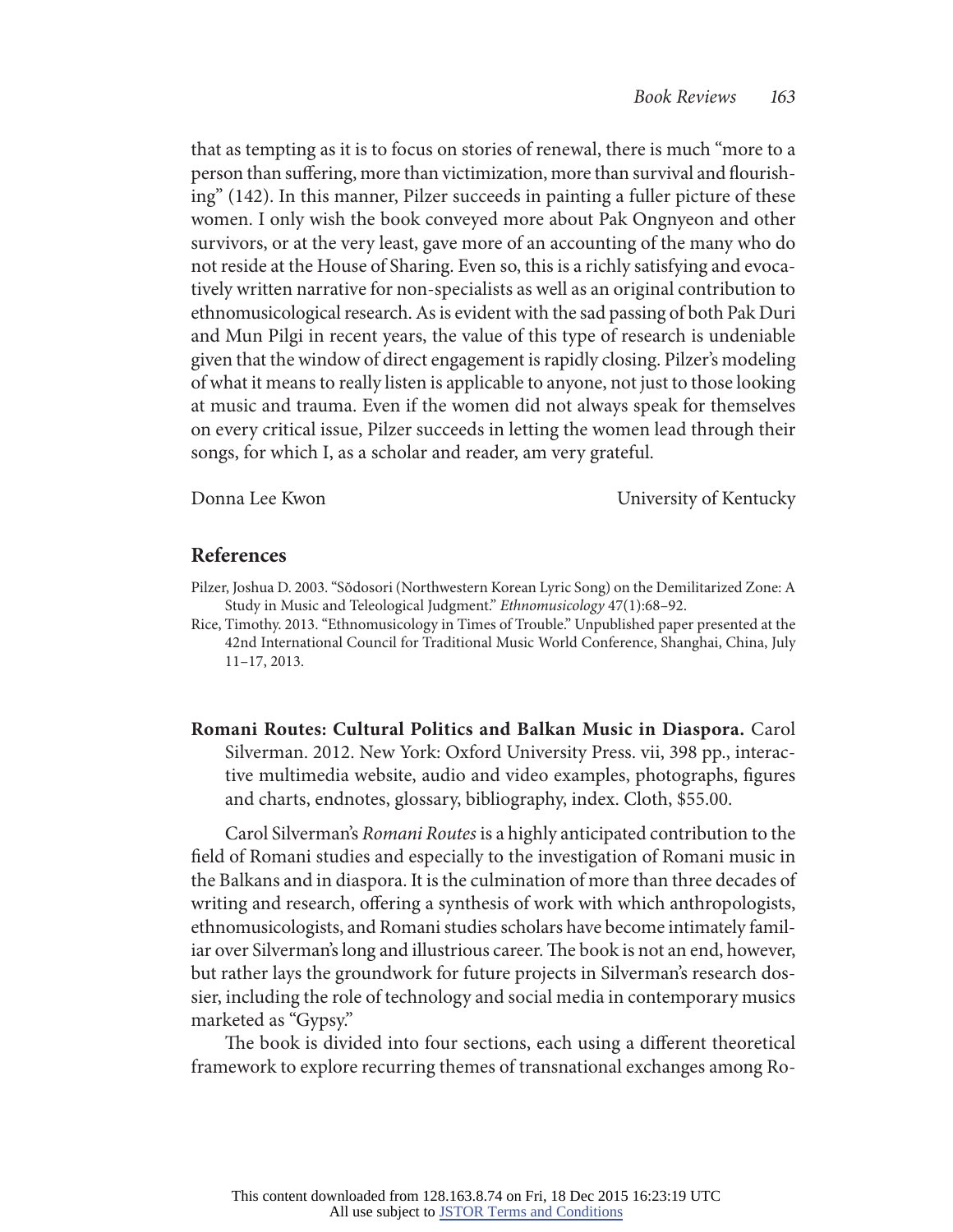that as tempting as it is to focus on stories of renewal, there is much "more to a person than suffering, more than victimization, more than survival and flourishing" (142). In this manner, Pilzer succeeds in painting a fuller picture of these women. I only wish the book conveyed more about Pak Ongnyeon and other survivors, or at the very least, gave more of an accounting of the many who do not reside at the House of Sharing. Even so, this is a richly satisfying and evocatively written narrative for non-specialists as well as an original contribution to ethnomusicological research. As is evident with the sad passing of both Pak Duri and Mun Pilgi in recent years, the value of this type of research is undeniable given that the window of direct engagement is rapidly closing. Pilzer's modeling of what it means to really listen is applicable to anyone, not just to those looking at music and trauma. Even if the women did not always speak for themselves on every critical issue, Pilzer succeeds in letting the women lead through their songs, for which I, as a scholar and reader, am very grateful.

Donna Lee Kwon — University of Kentucky

## References

Pilzer, Joshua D. 2003. "Sŏdosori (Northwestern Korean Lyric Song) on the Demilitarized Zone: A Study in Music and Teleological Judgment." *Ethnomusicology* 47(1):68–92.

Rice, Timothy. 2013. "Ethnomusicology in Times of Trouble." Unpublished paper presented at the 42nd International Council for Traditional Music World Conference, Shanghai, China, July 11–17, 2013.

**Romani Routes: Cultural Politics and Balkan Music in Diaspora.** Carol Silverman. 2012. New York: Oxford University Press. vii, 398 pp., interactive multimedia website, audio and video examples, photographs, figures and charts, endnotes, glossary, bibliography, index. Cloth, $55.00.

Carol Silverman's *Romani Routes* is a highly anticipated contribution to the field of Romani studies and especially to the investigation of Romani music in the Balkans and in diaspora. It is the culmination of more than three decades of writing and research, offering a synthesis of work with which anthropologists, ethnomusicologists, and Romani studies scholars have become intimately familiar over Silverman's long and illustrious career. The book is not an end, however, but rather lays the groundwork for future projects in Silverman's research dossier, including the role of technology and social media in contemporary musics marketed as "Gypsy."

The book is divided into four sections, each using a different theoretical framework to explore recurring themes of transnational exchanges among Ro-